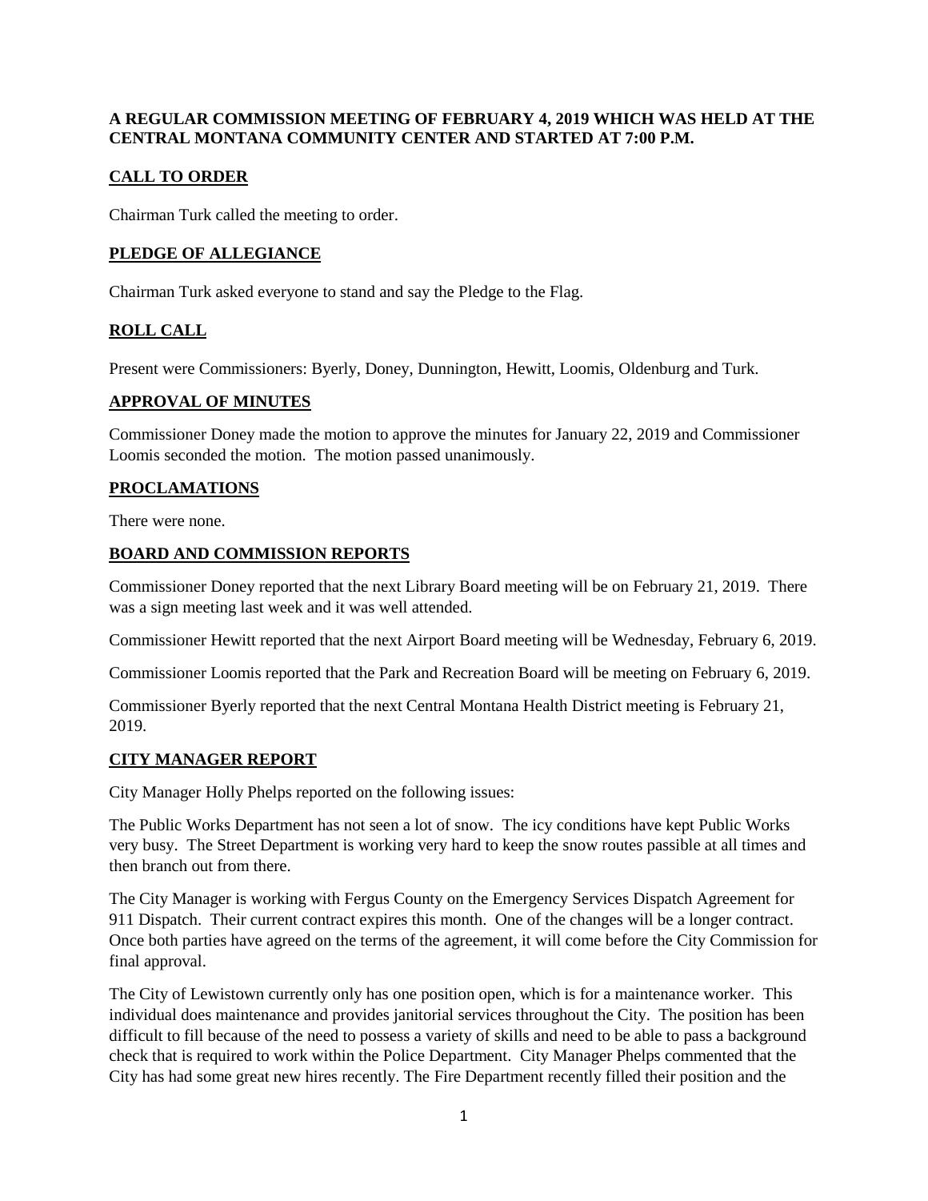**A REGULAR COMMISSION MEETING OF FEBRUARY 4, 2019 WHICH WAS HELD AT THE CENTRAL MONTANA COMMUNITY CENTER AND STARTED AT 7:00 P.M.**

## CALL TO ORDER

Chairman Turk called the meeting to order.

## PLEDGE OF ALLEGIANCE

Chairman Turk asked everyone to stand and say the Pledge to the Flag.

## ROLL CALL

Present were Commissioners: Byerly, Doney, Dunnington, Hewitt, Loomis, Oldenburg and Turk.

## APPROVAL OF MINUTES

Commissioner Doney made the motion to approve the minutes for January 22, 2019 and Commissioner Loomis seconded the motion. The motion passed unanimously.

## PROCLAMATIONS

There were none.

## BOARD AND COMMISSION REPORTS

Commissioner Doney reported that the next Library Board meeting will be on February 21, 2019. There was a sign meeting last week and it was well attended.

Commissioner Hewitt reported that the next Airport Board meeting will be Wednesday, February 6, 2019.

Commissioner Loomis reported that the Park and Recreation Board will be meeting on February 6, 2019.

Commissioner Byerly reported that the next Central Montana Health District meeting is February 21, 2019.

## CITY MANAGER REPORT

City Manager Holly Phelps reported on the following issues:

The Public Works Department has not seen a lot of snow. The icy conditions have kept Public Works very busy. The Street Department is working very hard to keep the snow routes passible at all times and then branch out from there.

The City Manager is working with Fergus County on the Emergency Services Dispatch Agreement for 911 Dispatch. Their current contract expires this month. One of the changes will be a longer contract. Once both parties have agreed on the terms of the agreement, it will come before the City Commission for final approval.

The City of Lewistown currently only has one position open, which is for a maintenance worker. This individual does maintenance and provides janitorial services throughout the City. The position has been difficult to fill because of the need to possess a variety of skills and need to be able to pass a background check that is required to work within the Police Department. City Manager Phelps commented that the City has had some great new hires recently. The Fire Department recently filled their position and the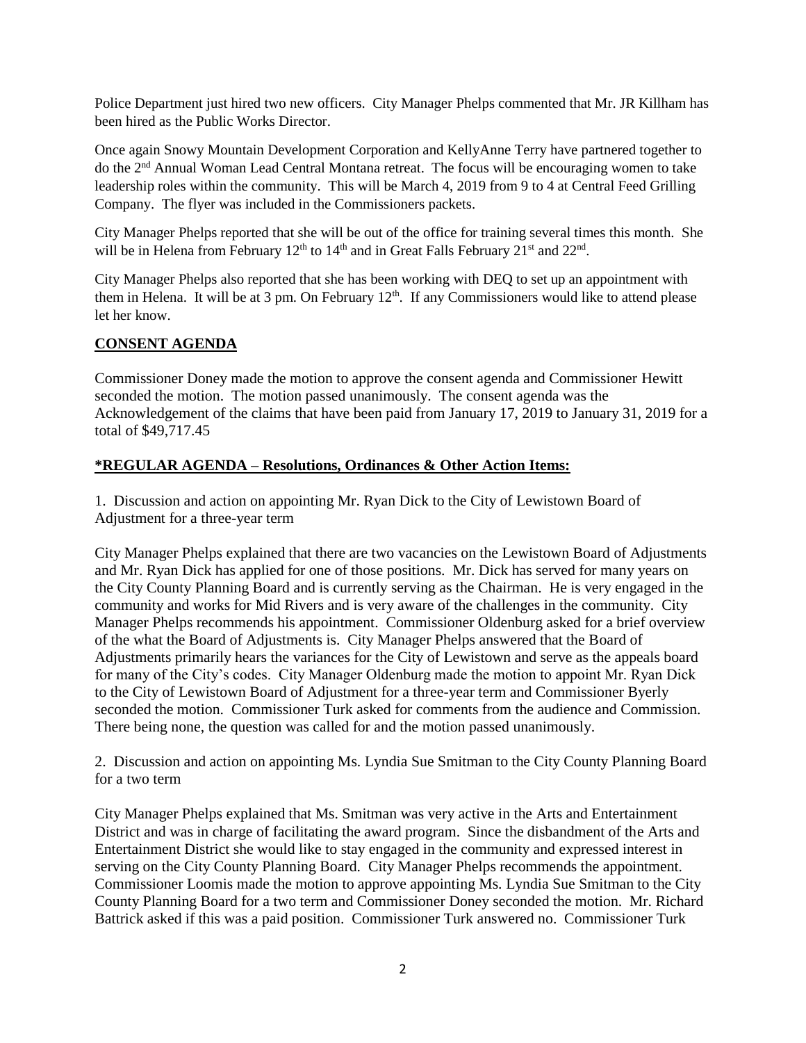Police Department just hired two new officers. City Manager Phelps commented that Mr. JR Killham has been hired as the Public Works Director.

Once again Snowy Mountain Development Corporation and KellyAnne Terry have partnered together to do the 2nd Annual Woman Lead Central Montana retreat. The focus will be encouraging women to take leadership roles within the community. This will be March 4, 2019 from 9 to 4 at Central Feed Grilling Company. The flyer was included in the Commissioners packets.

City Manager Phelps reported that she will be out of the office for training several times this month. She will be in Helena from February 12th to 14th and in Great Falls February 21st and 22nd.

City Manager Phelps also reported that she has been working with DEQ to set up an appointment with them in Helena. It will be at 3 pm. On February 12th. If any Commissioners would like to attend please let her know.

## CONSENT AGENDA

Commissioner Doney made the motion to approve the consent agenda and Commissioner Hewitt seconded the motion. The motion passed unanimously. The consent agenda was the Acknowledgement of the claims that have been paid from January 17, 2019 to January 31, 2019 for a total of $49,717.45

## *REGULAR AGENDA – Resolutions, Ordinances & Other Action Items:

1. Discussion and action on appointing Mr. Ryan Dick to the City of Lewistown Board of Adjustment for a three-year term

City Manager Phelps explained that there are two vacancies on the Lewistown Board of Adjustments and Mr. Ryan Dick has applied for one of those positions. Mr. Dick has served for many years on the City County Planning Board and is currently serving as the Chairman. He is very engaged in the community and works for Mid Rivers and is very aware of the challenges in the community. City Manager Phelps recommends his appointment. Commissioner Oldenburg asked for a brief overview of the what the Board of Adjustments is. City Manager Phelps answered that the Board of Adjustments primarily hears the variances for the City of Lewistown and serve as the appeals board for many of the City's codes. City Manager Oldenburg made the motion to appoint Mr. Ryan Dick to the City of Lewistown Board of Adjustment for a three-year term and Commissioner Byerly seconded the motion. Commissioner Turk asked for comments from the audience and Commission. There being none, the question was called for and the motion passed unanimously.

2. Discussion and action on appointing Ms. Lyndia Sue Smitman to the City County Planning Board for a two term

City Manager Phelps explained that Ms. Smitman was very active in the Arts and Entertainment District and was in charge of facilitating the award program. Since the disbandment of the Arts and Entertainment District she would like to stay engaged in the community and expressed interest in serving on the City County Planning Board. City Manager Phelps recommends the appointment. Commissioner Loomis made the motion to approve appointing Ms. Lyndia Sue Smitman to the City County Planning Board for a two term and Commissioner Doney seconded the motion. Mr. Richard Battrick asked if this was a paid position. Commissioner Turk answered no. Commissioner Turk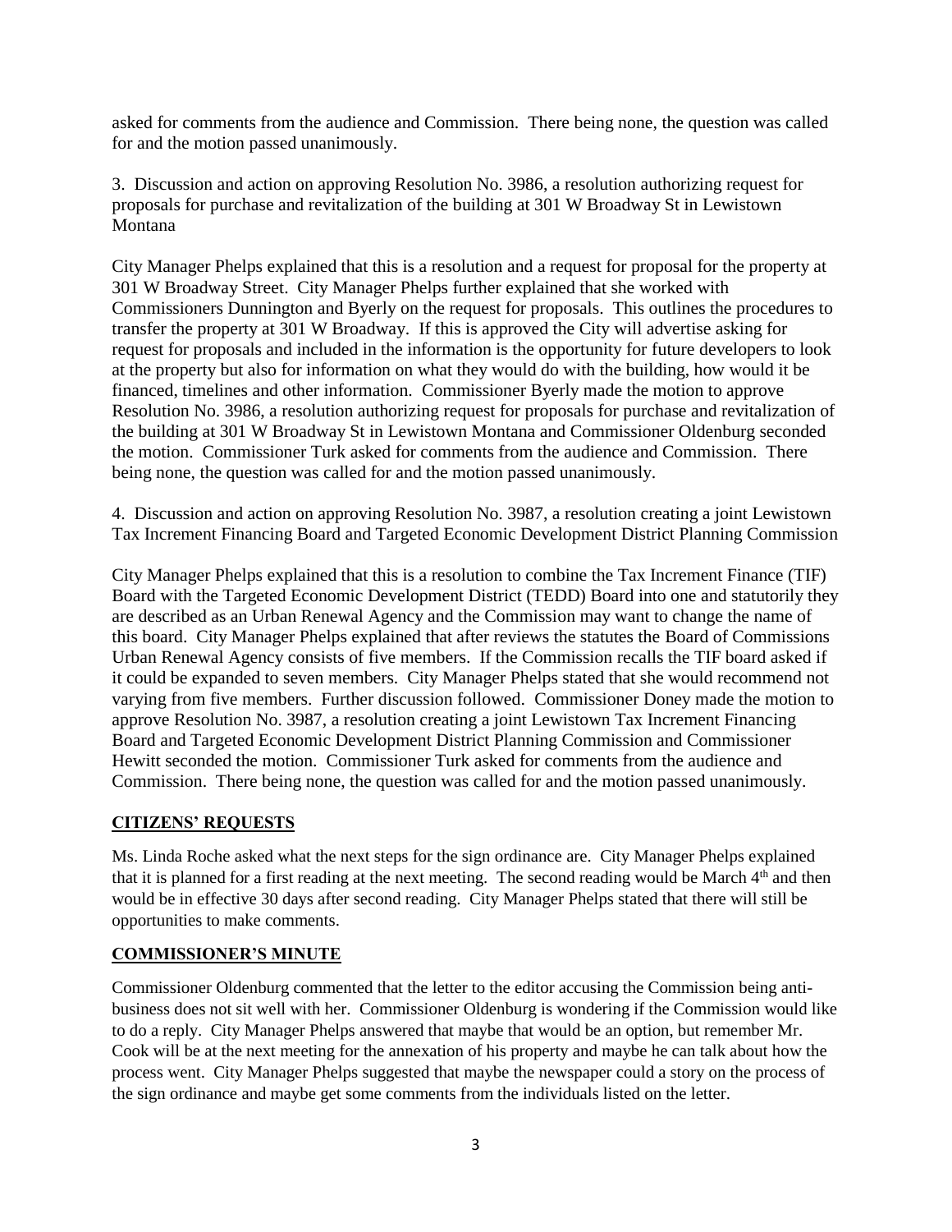asked for comments from the audience and Commission. There being none, the question was called for and the motion passed unanimously.

3. Discussion and action on approving Resolution No. 3986, a resolution authorizing request for proposals for purchase and revitalization of the building at 301 W Broadway St in Lewistown Montana

City Manager Phelps explained that this is a resolution and a request for proposal for the property at 301 W Broadway Street. City Manager Phelps further explained that she worked with Commissioners Dunnington and Byerly on the request for proposals. This outlines the procedures to transfer the property at 301 W Broadway. If this is approved the City will advertise asking for request for proposals and included in the information is the opportunity for future developers to look at the property but also for information on what they would do with the building, how would it be financed, timelines and other information. Commissioner Byerly made the motion to approve Resolution No. 3986, a resolution authorizing request for proposals for purchase and revitalization of the building at 301 W Broadway St in Lewistown Montana and Commissioner Oldenburg seconded the motion. Commissioner Turk asked for comments from the audience and Commission. There being none, the question was called for and the motion passed unanimously.

4. Discussion and action on approving Resolution No. 3987, a resolution creating a joint Lewistown Tax Increment Financing Board and Targeted Economic Development District Planning Commission

City Manager Phelps explained that this is a resolution to combine the Tax Increment Finance (TIF) Board with the Targeted Economic Development District (TEDD) Board into one and statutorily they are described as an Urban Renewal Agency and the Commission may want to change the name of this board. City Manager Phelps explained that after reviews the statutes the Board of Commissions Urban Renewal Agency consists of five members. If the Commission recalls the TIF board asked if it could be expanded to seven members. City Manager Phelps stated that she would recommend not varying from five members. Further discussion followed. Commissioner Doney made the motion to approve Resolution No. 3987, a resolution creating a joint Lewistown Tax Increment Financing Board and Targeted Economic Development District Planning Commission and Commissioner Hewitt seconded the motion. Commissioner Turk asked for comments from the audience and Commission. There being none, the question was called for and the motion passed unanimously.

## CITIZENS' REQUESTS

Ms. Linda Roche asked what the next steps for the sign ordinance are. City Manager Phelps explained that it is planned for a first reading at the next meeting. The second reading would be March 4th and then would be in effective 30 days after second reading. City Manager Phelps stated that there will still be opportunities to make comments.

## COMMISSIONER'S MINUTE

Commissioner Oldenburg commented that the letter to the editor accusing the Commission being anti-business does not sit well with her. Commissioner Oldenburg is wondering if the Commission would like to do a reply. City Manager Phelps answered that maybe that would be an option, but remember Mr. Cook will be at the next meeting for the annexation of his property and maybe he can talk about how the process went. City Manager Phelps suggested that maybe the newspaper could a story on the process of the sign ordinance and maybe get some comments from the individuals listed on the letter.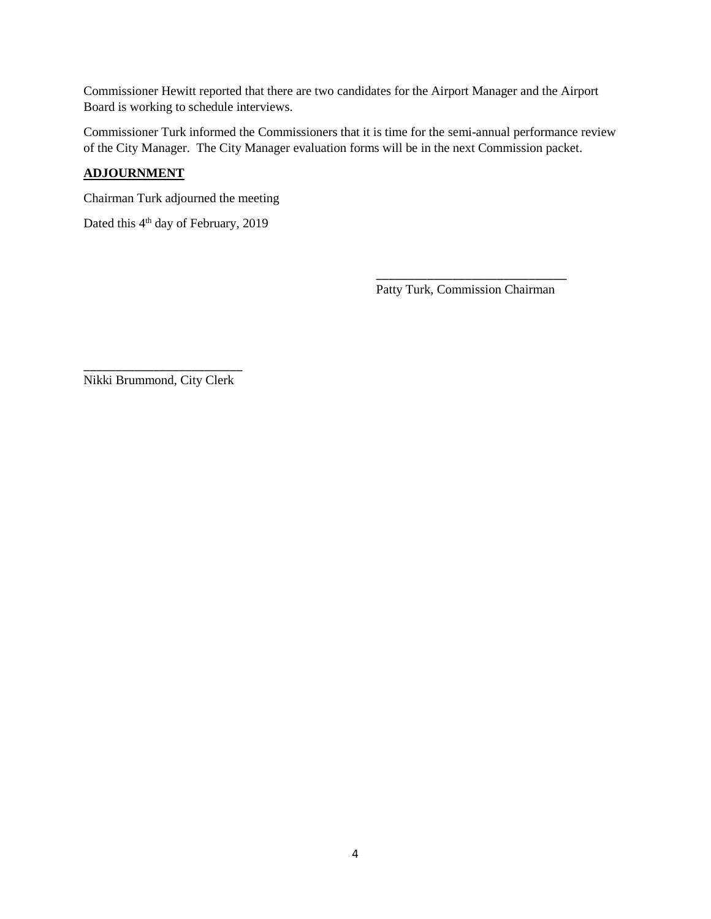Commissioner Hewitt reported that there are two candidates for the Airport Manager and the Airport Board is working to schedule interviews.

Commissioner Turk informed the Commissioners that it is time for the semi-annual performance review of the City Manager. The City Manager evaluation forms will be in the next Commission packet.

**ADJOURNMENT**

Chairman Turk adjourned the meeting

Dated this 4th day of February, 2019

_____________________________
Patty Turk, Commission Chairman

_________________________
Nikki Brummond, City Clerk